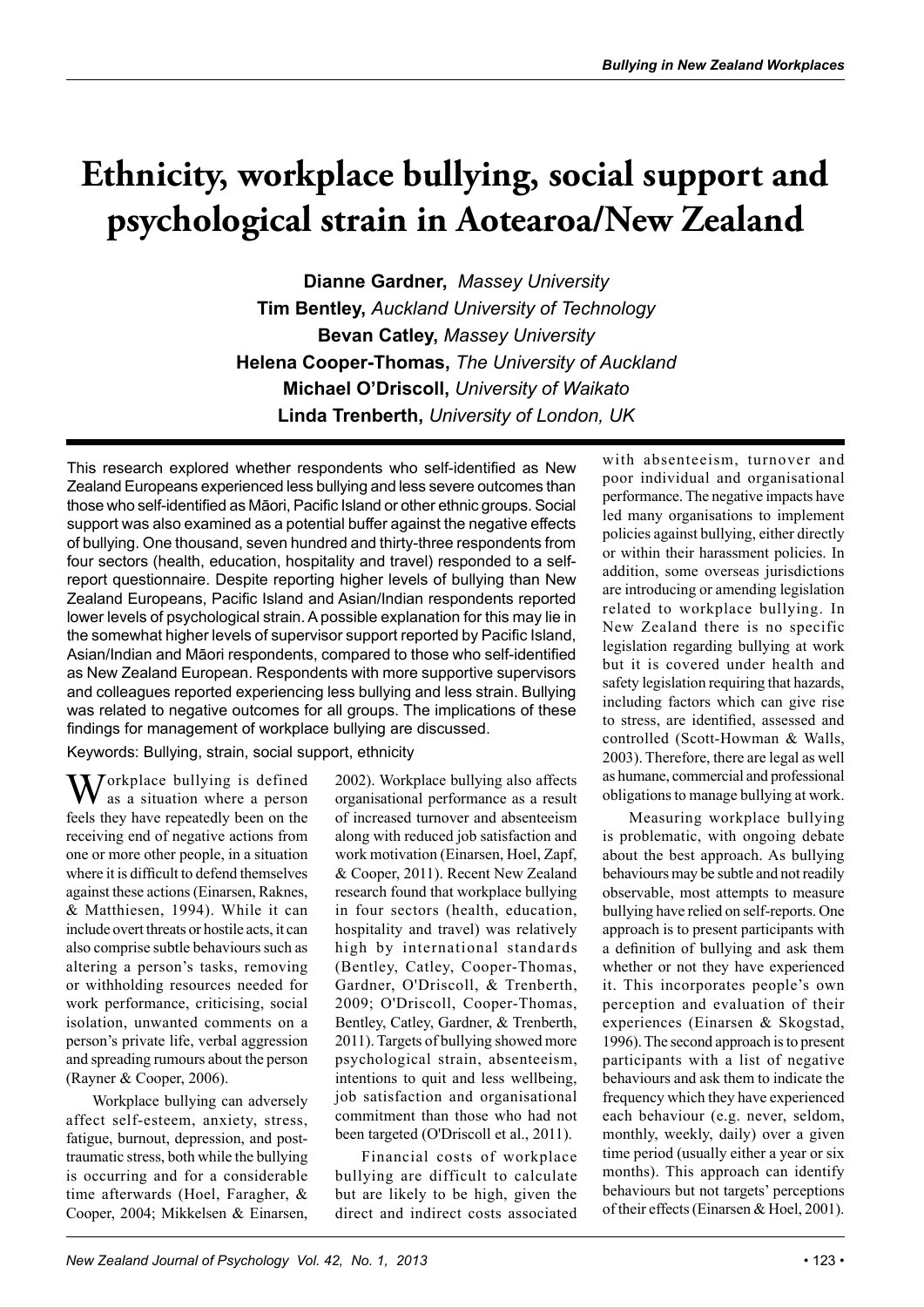# Ethnicity, workplace bullying, social support and psychological strain in Aotearoa/New Zealand

**Dianne Gardner,** *Massey University*
**Tim Bentley,** *Auckland University of Technology*
**Bevan Catley,** *Massey University*
**Helena Cooper-Thomas,** *The University of Auckland*
**Michael O'Driscoll,** *University of Waikato*
**Linda Trenberth,** *University of London, UK*

This research explored whether respondents who self-identified as New Zealand Europeans experienced less bullying and less severe outcomes than those who self-identified as Māori, Pacific Island or other ethnic groups. Social support was also examined as a potential buffer against the negative effects of bullying. One thousand, seven hundred and thirty-three respondents from four sectors (health, education, hospitality and travel) responded to a self-report questionnaire. Despite reporting higher levels of bullying than New Zealand Europeans, Pacific Island and Asian/Indian respondents reported lower levels of psychological strain. A possible explanation for this may lie in the somewhat higher levels of supervisor support reported by Pacific Island, Asian/Indian and Māori respondents, compared to those who self-identified as New Zealand European. Respondents with more supportive supervisors and colleagues reported experiencing less bullying and less strain. Bullying was related to negative outcomes for all groups. The implications of these findings for management of workplace bullying are discussed.

Keywords: Bullying, strain, social support, ethnicity

Workplace bullying is defined as a situation where a person feels they have repeatedly been on the receiving end of negative actions from one or more other people, in a situation where it is difficult to defend themselves against these actions (Einarsen, Raknes, & Matthiesen, 1994). While it can include overt threats or hostile acts, it can also comprise subtle behaviours such as altering a person's tasks, removing or withholding resources needed for work performance, criticising, social isolation, unwanted comments on a person's private life, verbal aggression and spreading rumours about the person (Rayner & Cooper, 2006).

Workplace bullying can adversely affect self-esteem, anxiety, stress, fatigue, burnout, depression, and post-traumatic stress, both while the bullying is occurring and for a considerable time afterwards (Hoel, Faragher, & Cooper, 2004; Mikkelsen & Einarsen, 2002). Workplace bullying also affects organisational performance as a result of increased turnover and absenteeism along with reduced job satisfaction and work motivation (Einarsen, Hoel, Zapf, & Cooper, 2011). Recent New Zealand research found that workplace bullying in four sectors (health, education, hospitality and travel) was relatively high by international standards (Bentley, Catley, Cooper-Thomas, Gardner, O'Driscoll, & Trenberth, 2009; O'Driscoll, Cooper-Thomas, Bentley, Catley, Gardner, & Trenberth, 2011). Targets of bullying showed more psychological strain, absenteeism, intentions to quit and less wellbeing, job satisfaction and organisational commitment than those who had not been targeted (O'Driscoll et al., 2011).

Financial costs of workplace bullying are difficult to calculate but are likely to be high, given the direct and indirect costs associated with absenteeism, turnover and poor individual and organisational performance. The negative impacts have led many organisations to implement policies against bullying, either directly or within their harassment policies. In addition, some overseas jurisdictions are introducing or amending legislation related to workplace bullying. In New Zealand there is no specific legislation regarding bullying at work but it is covered under health and safety legislation requiring that hazards, including factors which can give rise to stress, are identified, assessed and controlled (Scott-Howman & Walls, 2003). Therefore, there are legal as well as humane, commercial and professional obligations to manage bullying at work.

Measuring workplace bullying is problematic, with ongoing debate about the best approach. As bullying behaviours may be subtle and not readily observable, most attempts to measure bullying have relied on self-reports. One approach is to present participants with a definition of bullying and ask them whether or not they have experienced it. This incorporates people's own perception and evaluation of their experiences (Einarsen & Skogstad, 1996). The second approach is to present participants with a list of negative behaviours and ask them to indicate the frequency which they have experienced each behaviour (e.g. never, seldom, monthly, weekly, daily) over a given time period (usually either a year or six months). This approach can identify behaviours but not targets' perceptions of their effects (Einarsen & Hoel, 2001).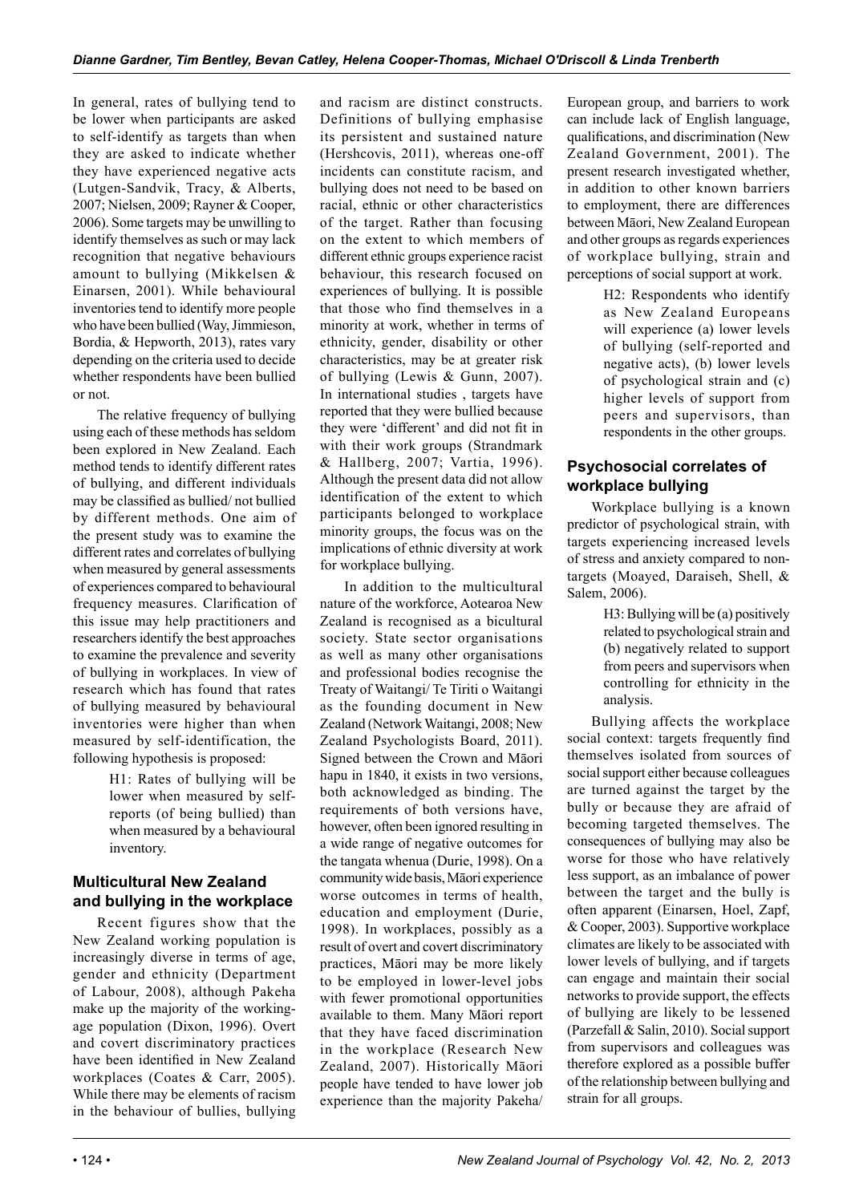In general, rates of bullying tend to be lower when participants are asked to self-identify as targets than when they are asked to indicate whether they have experienced negative acts (Lutgen-Sandvik, Tracy, & Alberts, 2007; Nielsen, 2009; Rayner & Cooper, 2006). Some targets may be unwilling to identify themselves as such or may lack recognition that negative behaviours amount to bullying (Mikkelsen & Einarsen, 2001). While behavioural inventories tend to identify more people who have been bullied (Way, Jimmieson, Bordia, & Hepworth, 2013), rates vary depending on the criteria used to decide whether respondents have been bullied or not.

The relative frequency of bullying using each of these methods has seldom been explored in New Zealand. Each method tends to identify different rates of bullying, and different individuals may be classified as bullied/ not bullied by different methods. One aim of the present study was to examine the different rates and correlates of bullying when measured by general assessments of experiences compared to behavioural frequency measures. Clarification of this issue may help practitioners and researchers identify the best approaches to examine the prevalence and severity of bullying in workplaces. In view of research which has found that rates of bullying measured by behavioural inventories were higher than when measured by self-identification, the following hypothesis is proposed:

> H1: Rates of bullying will be lower when measured by self-reports (of being bullied) than when measured by a behavioural inventory.

## Multicultural New Zealand and bullying in the workplace

Recent figures show that the New Zealand working population is increasingly diverse in terms of age, gender and ethnicity (Department of Labour, 2008), although Pakeha make up the majority of the working-age population (Dixon, 1996). Overt and covert discriminatory practices have been identified in New Zealand workplaces (Coates & Carr, 2005). While there may be elements of racism in the behaviour of bullies, bullying and racism are distinct constructs. Definitions of bullying emphasise its persistent and sustained nature (Hershcovis, 2011), whereas one-off incidents can constitute racism, and bullying does not need to be based on racial, ethnic or other characteristics of the target. Rather than focusing on the extent to which members of different ethnic groups experience racist behaviour, this research focused on experiences of bullying. It is possible that those who find themselves in a minority at work, whether in terms of ethnicity, gender, disability or other characteristics, may be at greater risk of bullying (Lewis & Gunn, 2007). In international studies , targets have reported that they were bullied because they were 'different' and did not fit in with their work groups (Strandmark & Hallberg, 2007; Vartia, 1996). Although the present data did not allow identification of the extent to which participants belonged to workplace minority groups, the focus was on the implications of ethnic diversity at work for workplace bullying.

In addition to the multicultural nature of the workforce, Aotearoa New Zealand is recognised as a bicultural society. State sector organisations as well as many other organisations and professional bodies recognise the Treaty of Waitangi/ Te Tiriti o Waitangi as the founding document in New Zealand (Network Waitangi, 2008; New Zealand Psychologists Board, 2011). Signed between the Crown and Māori hapu in 1840, it exists in two versions, both acknowledged as binding. The requirements of both versions have, however, often been ignored resulting in a wide range of negative outcomes for the tangata whenua (Durie, 1998). On a community wide basis, Māori experience worse outcomes in terms of health, education and employment (Durie, 1998). In workplaces, possibly as a result of overt and covert discriminatory practices, Māori may be more likely to be employed in lower-level jobs with fewer promotional opportunities available to them. Many Māori report that they have faced discrimination in the workplace (Research New Zealand, 2007). Historically Māori people have tended to have lower job experience than the majority Pakeha/ European group, and barriers to work can include lack of English language, qualifications, and discrimination (New Zealand Government, 2001). The present research investigated whether, in addition to other known barriers to employment, there are differences between Māori, New Zealand European and other groups as regards experiences of workplace bullying, strain and perceptions of social support at work.

> H2: Respondents who identify as New Zealand Europeans will experience (a) lower levels of bullying (self-reported and negative acts), (b) lower levels of psychological strain and (c) higher levels of support from peers and supervisors, than respondents in the other groups.

## Psychosocial correlates of workplace bullying

Workplace bullying is a known predictor of psychological strain, with targets experiencing increased levels of stress and anxiety compared to non-targets (Moayed, Daraiseh, Shell, & Salem, 2006).

> H3: Bullying will be (a) positively related to psychological strain and (b) negatively related to support from peers and supervisors when controlling for ethnicity in the analysis.

Bullying affects the workplace social context: targets frequently find themselves isolated from sources of social support either because colleagues are turned against the target by the bully or because they are afraid of becoming targeted themselves. The consequences of bullying may also be worse for those who have relatively less support, as an imbalance of power between the target and the bully is often apparent (Einarsen, Hoel, Zapf, & Cooper, 2003). Supportive workplace climates are likely to be associated with lower levels of bullying, and if targets can engage and maintain their social networks to provide support, the effects of bullying are likely to be lessened (Parzefall & Salin, 2010). Social support from supervisors and colleagues was therefore explored as a possible buffer of the relationship between bullying and strain for all groups.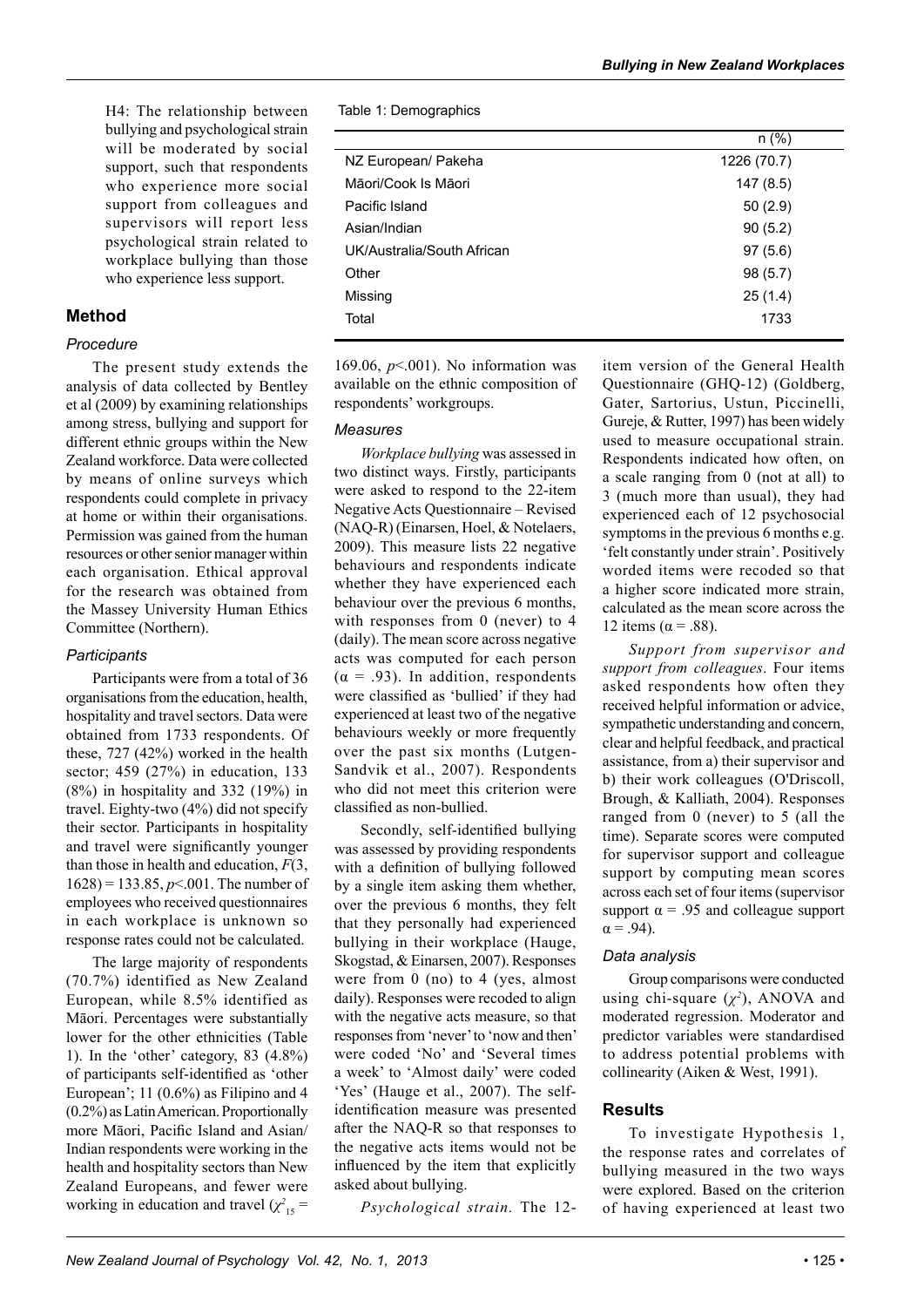H4: The relationship between bullying and psychological strain will be moderated by social support, such that respondents who experience more social support from colleagues and supervisors will report less psychological strain related to workplace bullying than those who experience less support.

## Method

### Procedure

The present study extends the analysis of data collected by Bentley et al (2009) by examining relationships among stress, bullying and support for different ethnic groups within the New Zealand workforce. Data were collected by means of online surveys which respondents could complete in privacy at home or within their organisations. Permission was gained from the human resources or other senior manager within each organisation. Ethical approval for the research was obtained from the Massey University Human Ethics Committee (Northern).

### Participants

Participants were from a total of 36 organisations from the education, health, hospitality and travel sectors. Data were obtained from 1733 respondents. Of these, 727 (42%) worked in the health sector; 459 (27%) in education, 133 (8%) in hospitality and 332 (19%) in travel. Eighty-two (4%) did not specify their sector. Participants in hospitality and travel were significantly younger than those in health and education, $F(3, 1628) = 133.85$, $p<.001$. The number of employees who received questionnaires in each workplace is unknown so response rates could not be calculated.

The large majority of respondents (70.7%) identified as New Zealand European, while 8.5% identified as Māori. Percentages were substantially lower for the other ethnicities (Table 1). In the 'other' category, 83 (4.8%) of participants self-identified as 'other European'; 11 (0.6%) as Filipino and 4 (0.2%) as Latin American. Proportionally more Māori, Pacific Island and Asian/Indian respondents were working in the health and hospitality sectors than New Zealand Europeans, and fewer were working in education and travel ($\chi^2_{15} = 169.06$, $p<.001$). No information was available on the ethnic composition of respondents' workgroups.

Table 1: Demographics

| | n (%) |
|---|---|
| NZ European/ Pakeha | 1226 (70.7) |
| Māori/Cook Is Māori | 147 (8.5) |
| Pacific Island | 50 (2.9) |
| Asian/Indian | 90 (5.2) |
| UK/Australia/South African | 97 (5.6) |
| Other | 98 (5.7) |
| Missing | 25 (1.4) |
| Total | 1733 |

### Measures

*Workplace bullying* was assessed in two distinct ways. Firstly, participants were asked to respond to the 22-item Negative Acts Questionnaire – Revised (NAQ-R) (Einarsen, Hoel, & Notelaers, 2009). This measure lists 22 negative behaviours and respondents indicate whether they have experienced each behaviour over the previous 6 months, with responses from 0 (never) to 4 (daily). The mean score across negative acts was computed for each person ($\alpha = .93$). In addition, respondents were classified as 'bullied' if they had experienced at least two of the negative behaviours weekly or more frequently over the past six months (Lutgen-Sandvik et al., 2007). Respondents who did not meet this criterion were classified as non-bullied.

Secondly, self-identified bullying was assessed by providing respondents with a definition of bullying followed by a single item asking them whether, over the previous 6 months, they felt that they personally had experienced bullying in their workplace (Hauge, Skogstad, & Einarsen, 2007). Responses were from 0 (no) to 4 (yes, almost daily). Responses were recoded to align with the negative acts measure, so that responses from 'never' to 'now and then' were coded 'No' and 'Several times a week' to 'Almost daily' were coded 'Yes' (Hauge et al., 2007). The self-identification measure was presented after the NAQ-R so that responses to the negative acts items would not be influenced by the item that explicitly asked about bullying.

*Psychological strain.* The 12-item version of the General Health Questionnaire (GHQ-12) (Goldberg, Gater, Sartorius, Ustun, Piccinelli, Gureje, & Rutter, 1997) has been widely used to measure occupational strain. Respondents indicated how often, on a scale ranging from 0 (not at all) to 3 (much more than usual), they had experienced each of 12 psychosocial symptoms in the previous 6 months e.g. 'felt constantly under strain'. Positively worded items were recoded so that a higher score indicated more strain, calculated as the mean score across the 12 items ($\alpha = .88$).

*Support from supervisor and support from colleagues*. Four items asked respondents how often they received helpful information or advice, sympathetic understanding and concern, clear and helpful feedback, and practical assistance, from a) their supervisor and b) their work colleagues (O'Driscoll, Brough, & Kalliath, 2004). Responses ranged from 0 (never) to 5 (all the time). Separate scores were computed for supervisor support and colleague support by computing mean scores across each set of four items (supervisor support $\alpha = .95$ and colleague support $\alpha = .94$).

### Data analysis

Group comparisons were conducted using chi-square ($\chi^2$), ANOVA and moderated regression. Moderator and predictor variables were standardised to address potential problems with collinearity (Aiken & West, 1991).

## Results

To investigate Hypothesis 1, the response rates and correlates of bullying measured in the two ways were explored. Based on the criterion of having experienced at least two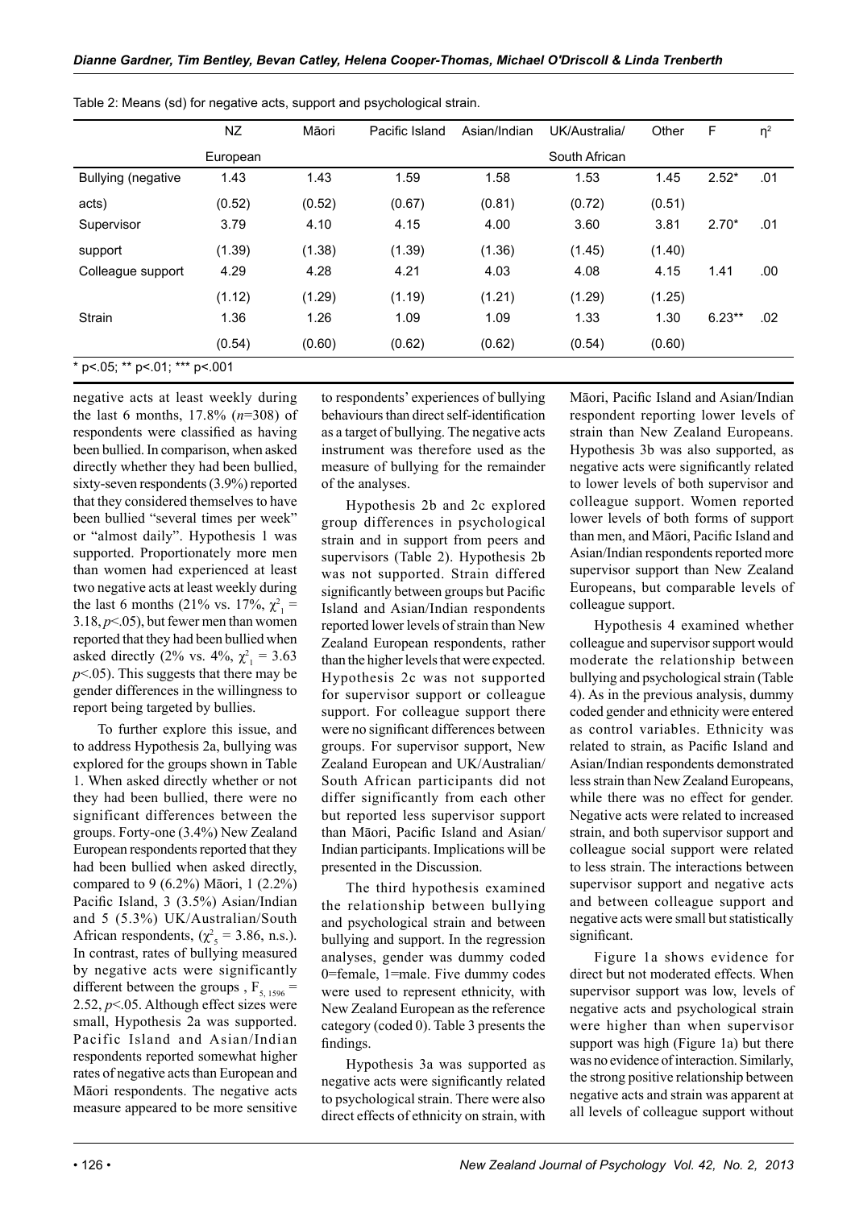Table 2: Means (sd) for negative acts, support and psychological strain.

| | NZ European | Māori | Pacific Island | Asian/Indian | UK/Australia/ South African | Other | F | $\eta^2$ |
|---|---|---|---|---|---|---|---|---|
| Bullying (negative acts) | 1.43 (0.52) | 1.43 (0.52) | 1.59 (0.67) | 1.58 (0.81) | 1.53 (0.72) | 1.45 (0.51) | 2.52* | .01 |
| Supervisor support | 3.79 (1.39) | 4.10 (1.38) | 4.15 (1.39) | 4.00 (1.36) | 3.60 (1.45) | 3.81 (1.40) | 2.70* | .01 |
| Colleague support | 4.29 (1.12) | 4.28 (1.29) | 4.21 (1.19) | 4.03 (1.21) | 4.08 (1.29) | 4.15 (1.25) | 1.41 | .00 |
| Strain | 1.36 (0.54) | 1.26 (0.60) | 1.09 (0.62) | 1.09 (0.62) | 1.33 (0.54) | 1.30 (0.60) | 6.23** | .02 |

* p<.05; ** p<.01; *** p<.001

negative acts at least weekly during the last 6 months, 17.8% (*n*=308) of respondents were classified as having been bullied. In comparison, when asked directly whether they had been bullied, sixty-seven respondents (3.9%) reported that they considered themselves to have been bullied "several times per week" or "almost daily". Hypothesis 1 was supported. Proportionately more men than women had experienced at least two negative acts at least weekly during the last 6 months (21% vs. 17%, $\chi^2_1$ = 3.18, $p$<.05), but fewer men than women reported that they had been bullied when asked directly (2% vs. 4%, $\chi^2_1$ = 3.63 $p$<.05). This suggests that there may be gender differences in the willingness to report being targeted by bullies.

To further explore this issue, and to address Hypothesis 2a, bullying was explored for the groups shown in Table 1. When asked directly whether or not they had been bullied, there were no significant differences between the groups. Forty-one (3.4%) New Zealand European respondents reported that they had been bullied when asked directly, compared to 9 (6.2%) Māori, 1 (2.2%) Pacific Island, 3 (3.5%) Asian/Indian and 5 (5.3%) UK/Australian/South African respondents, ($\chi^2_5$ = 3.86, n.s.). In contrast, rates of bullying measured by negative acts were significantly different between the groups , $F_{5, 1596}$ = 2.52, $p$<.05. Although effect sizes were small, Hypothesis 2a was supported. Pacific Island and Asian/Indian respondents reported somewhat higher rates of negative acts than European and Māori respondents. The negative acts measure appeared to be more sensitive to respondents' experiences of bullying behaviours than direct self-identification as a target of bullying. The negative acts instrument was therefore used as the measure of bullying for the remainder of the analyses.

Hypothesis 2b and 2c explored group differences in psychological strain and in support from peers and supervisors (Table 2). Hypothesis 2b was not supported. Strain differed significantly between groups but Pacific Island and Asian/Indian respondents reported lower levels of strain than New Zealand European respondents, rather than the higher levels that were expected. Hypothesis 2c was not supported for supervisor support or colleague support. For colleague support there were no significant differences between groups. For supervisor support, New Zealand European and UK/Australian/South African participants did not differ significantly from each other but reported less supervisor support than Māori, Pacific Island and Asian/Indian participants. Implications will be presented in the Discussion.

The third hypothesis examined the relationship between bullying and psychological strain and between bullying and support. In the regression analyses, gender was dummy coded 0=female, 1=male. Five dummy codes were used to represent ethnicity, with New Zealand European as the reference category (coded 0). Table 3 presents the findings.

Hypothesis 3a was supported as negative acts were significantly related to psychological strain. There were also direct effects of ethnicity on strain, with Māori, Pacific Island and Asian/Indian respondent reporting lower levels of strain than New Zealand Europeans. Hypothesis 3b was also supported, as negative acts were significantly related to lower levels of both supervisor and colleague support. Women reported lower levels of both forms of support than men, and Māori, Pacific Island and Asian/Indian respondents reported more supervisor support than New Zealand Europeans, but comparable levels of colleague support.

Hypothesis 4 examined whether colleague and supervisor support would moderate the relationship between bullying and psychological strain (Table 4). As in the previous analysis, dummy coded gender and ethnicity were entered as control variables. Ethnicity was related to strain, as Pacific Island and Asian/Indian respondents demonstrated less strain than New Zealand Europeans, while there was no effect for gender. Negative acts were related to increased strain, and both supervisor support and colleague social support were related to less strain. The interactions between supervisor support and negative acts and between colleague support and negative acts were small but statistically significant.

Figure 1a shows evidence for direct but not moderated effects. When supervisor support was low, levels of negative acts and psychological strain were higher than when supervisor support was high (Figure 1a) but there was no evidence of interaction. Similarly, the strong positive relationship between negative acts and strain was apparent at all levels of colleague support without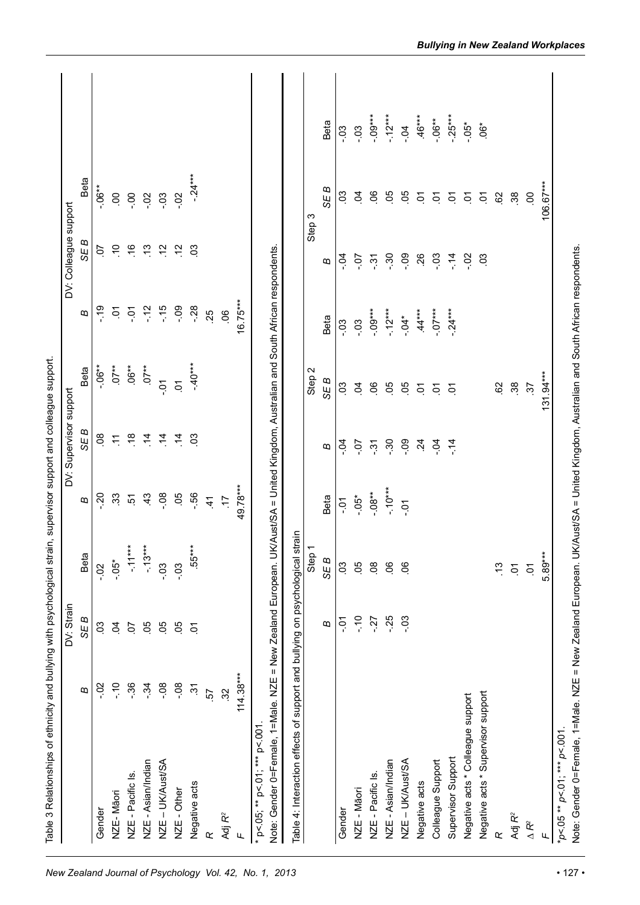Table 3 Relationships of ethnicity and bullying with psychological strain, supervisor support and colleague support.

| | DV: Strain | | | DV: Supervisor support | | | DV: Colleague support | | |
|---|---|---|---|---|---|---|---|---|---|
| | *B* | *SE B* | Beta | *B* | *SE B* | Beta | *B* | *SE B* | Beta |
| Gender | -.02 | .03 | -.02 | -.20 | .08 | -.06** | -.19 | .07 | -.06** |
| NZE- Māori | -.10 | .04 | -.05* | .33 | .11 | .07** | .01 | .10 | .00 |
| NZE - Pacific Is. | -.36 | .07 | -.11*** | .51 | .18 | .06** | -.01 | .16 | -.00 |
| NZE - Asian/Indian | -.34 | .05 | -.13*** | .43 | .14 | .07** | -.12 | .13 | -.02 |
| NZE – UK/Aust/SA | -.08 | .05 | -.03 | -.08 | .14 | -.01 | -.15 | .12 | -.03 |
| NZE - Other | -.08 | .05 | -.03 | .05 | .14 | .01 | -.09 | .12 | -.02 |
| Negative acts | .31 | .01 | .55*** | -.56 | .03 | -.40*** | -.28 | .03 | -.24*** |
| *R* | .57 | | | .41 | | | .25 | | |
| Adj $R^2$ | .32 | | | .17 | | | .06 | | |
| *F* | 114.38*** | | | 49.78*** | | | 16.75*** | | |

* p<.05; ** p<.01; *** p<.001.

Note: Gender 0=Female, 1=Male. NZE = New Zealand European. UK/Aust/SA = United Kingdom, Australian and South African respondents.

Table 4: Interaction effects of support and bullying on psychological strain

| | Step 1 | | | Step 2 | | | Step 3 | | |
|---|---|---|---|---|---|---|---|---|---|
| | *B* | *SE B* | Beta | *B* | *SE B* | Beta | *B* | *SE B* | Beta |
| Gender | -.01 | .03 | -.01 | -.04 | .03 | -.03 | -.04 | .03 | -.03 |
| NZE - Māori | -.10 | .05 | -.05* | -.07 | .04 | -.03 | -.07 | .04 | -.03 |
| NZE - Pacific Is. | -.27 | .08 | -.08** | -.31 | .06 | -.09*** | -.31 | .06 | -.09*** |
| NZE - Asian/Indian | -.25 | .06 | -.10*** | -.30 | .05 | -.12*** | -.30 | .05 | -.12*** |
| NZE – UK/Aust/SA | -.03 | .06 | -.01 | -.09 | .05 | -.04* | -.09 | .05 | -.04 |
| Negative acts | | | | .24 | .01 | .44*** | .26 | .01 | .46*** |
| Colleague Support | | | | -.04 | .01 | -.07*** | -.03 | .01 | -.06** |
| Supervisor Support | | | | -.14 | .01 | -.24*** | -.14 | .01 | -.25*** |
| Negative acts * Colleague support | | | | | | | -.02 | .01 | -.05* |
| Negative acts * Supervisor support | | | | | | | .03 | .01 | .06* |
| *R* | | .13 | | | .62 | | | .62 | |
| Adj $R^2$ | | .01 | | | .38 | | | .38 | |
| $\Delta R^2$ | | .01 | | | .37 | | | .00 | |
| *F* | | 5.89*** | | | 131.94*** | | | 106.67*** | |

*p<.05 ** p<.01; *** p<.001.

Note: Gender 0=Female, 1=Male. NZE = New Zealand European. UK/Aust/SA = United Kingdom, Australian and South African respondents.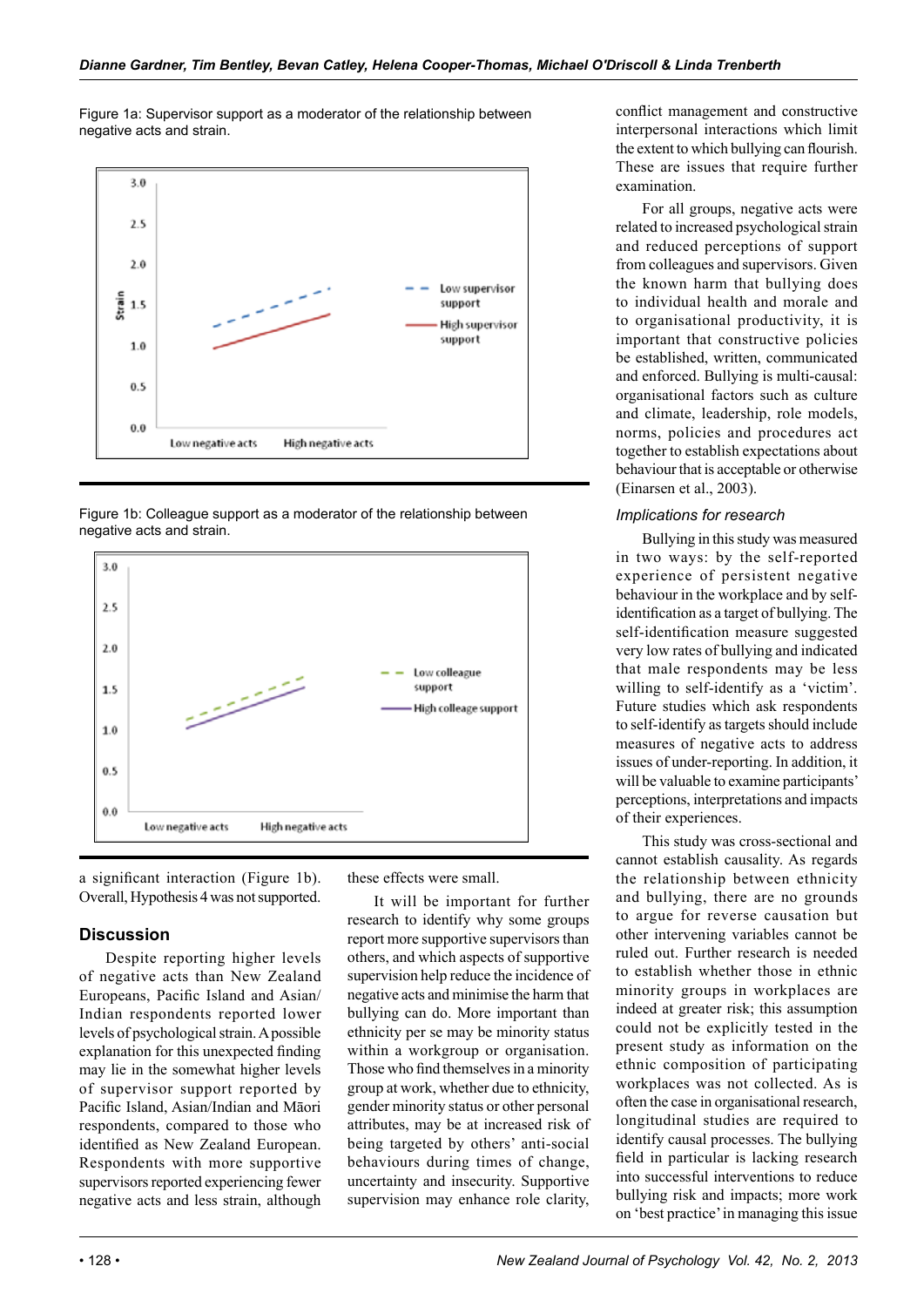Figure 1a: Supervisor support as a moderator of the relationship between negative acts and strain.

Figure 1b: Colleague support as a moderator of the relationship between negative acts and strain.

a significant interaction (Figure 1b). Overall, Hypothesis 4 was not supported.

## Discussion

Despite reporting higher levels of negative acts than New Zealand Europeans, Pacific Island and Asian/Indian respondents reported lower levels of psychological strain. A possible explanation for this unexpected finding may lie in the somewhat higher levels of supervisor support reported by Pacific Island, Asian/Indian and Māori respondents, compared to those who identified as New Zealand European. Respondents with more supportive supervisors reported experiencing fewer negative acts and less strain, although these effects were small.

It will be important for further research to identify why some groups report more supportive supervisors than others, and which aspects of supportive supervision help reduce the incidence of negative acts and minimise the harm that bullying can do. More important than ethnicity per se may be minority status within a workgroup or organisation. Those who find themselves in a minority group at work, whether due to ethnicity, gender minority status or other personal attributes, may be at increased risk of being targeted by others' anti-social behaviours during times of change, uncertainty and insecurity. Supportive supervision may enhance role clarity, conflict management and constructive interpersonal interactions which limit the extent to which bullying can flourish. These are issues that require further examination.

For all groups, negative acts were related to increased psychological strain and reduced perceptions of support from colleagues and supervisors. Given the known harm that bullying does to individual health and morale and to organisational productivity, it is important that constructive policies be established, written, communicated and enforced. Bullying is multi-causal: organisational factors such as culture and climate, leadership, role models, norms, policies and procedures act together to establish expectations about behaviour that is acceptable or otherwise (Einarsen et al., 2003).

### *Implications for research*

Bullying in this study was measured in two ways: by the self-reported experience of persistent negative behaviour in the workplace and by self-identification as a target of bullying. The self-identification measure suggested very low rates of bullying and indicated that male respondents may be less willing to self-identify as a 'victim'. Future studies which ask respondents to self-identify as targets should include measures of negative acts to address issues of under-reporting. In addition, it will be valuable to examine participants' perceptions, interpretations and impacts of their experiences.

This study was cross-sectional and cannot establish causality. As regards the relationship between ethnicity and bullying, there are no grounds to argue for reverse causation but other intervening variables cannot be ruled out. Further research is needed to establish whether those in ethnic minority groups in workplaces are indeed at greater risk; this assumption could not be explicitly tested in the present study as information on the ethnic composition of participating workplaces was not collected. As is often the case in organisational research, longitudinal studies are required to identify causal processes. The bullying field in particular is lacking research into successful interventions to reduce bullying risk and impacts; more work on 'best practice' in managing this issue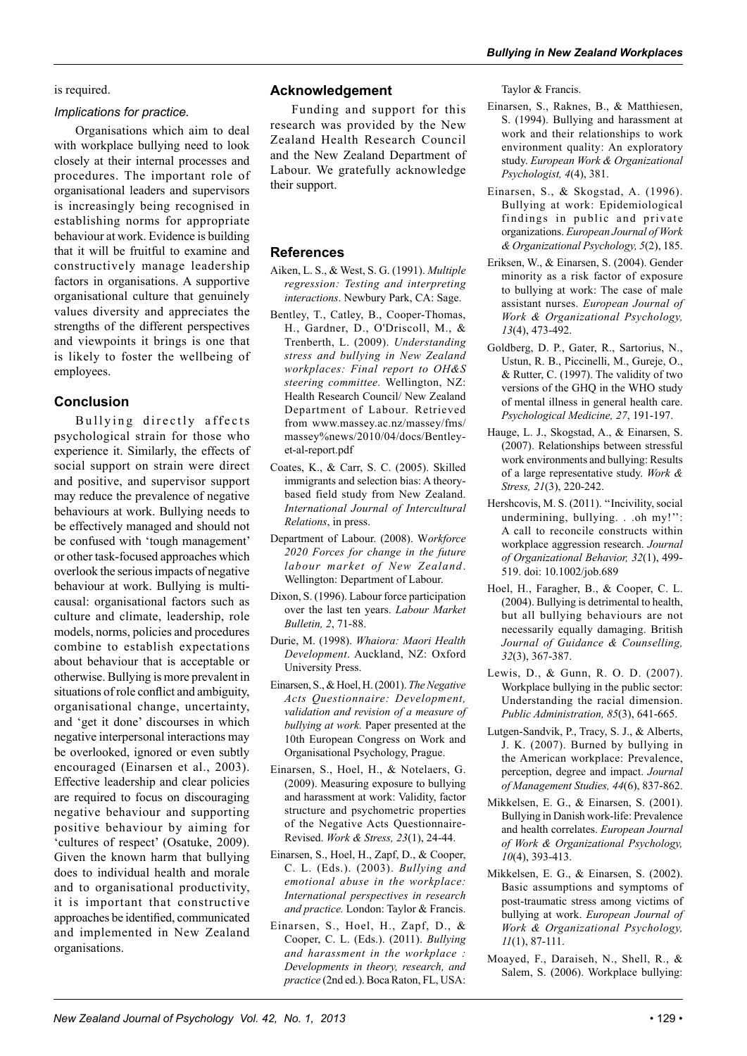is required.

### *Implications for practice.*

Organisations which aim to deal with workplace bullying need to look closely at their internal processes and procedures. The important role of organisational leaders and supervisors is increasingly being recognised in establishing norms for appropriate behaviour at work. Evidence is building that it will be fruitful to examine and constructively manage leadership factors in organisations. A supportive organisational culture that genuinely values diversity and appreciates the strengths of the different perspectives and viewpoints it brings is one that is likely to foster the wellbeing of employees.

## Conclusion

Bullying directly affects psychological strain for those who experience it. Similarly, the effects of social support on strain were direct and positive, and supervisor support may reduce the prevalence of negative behaviours at work. Bullying needs to be effectively managed and should not be confused with 'tough management' or other task-focused approaches which overlook the serious impacts of negative behaviour at work. Bullying is multi-causal: organisational factors such as culture and climate, leadership, role models, norms, policies and procedures combine to establish expectations about behaviour that is acceptable or otherwise. Bullying is more prevalent in situations of role conflict and ambiguity, organisational change, uncertainty, and 'get it done' discourses in which negative interpersonal interactions may be overlooked, ignored or even subtly encouraged (Einarsen et al., 2003). Effective leadership and clear policies are required to focus on discouraging negative behaviour and supporting positive behaviour by aiming for 'cultures of respect' (Osatuke, 2009). Given the known harm that bullying does to individual health and morale and to organisational productivity, it is important that constructive approaches be identified, communicated and implemented in New Zealand organisations.

## Acknowledgement

Funding and support for this research was provided by the New Zealand Health Research Council and the New Zealand Department of Labour. We gratefully acknowledge their support.

## References

Aiken, L. S., & West, S. G. (1991). *Multiple regression: Testing and interpreting interactions*. Newbury Park, CA: Sage.

Bentley, T., Catley, B., Cooper-Thomas, H., Gardner, D., O'Driscoll, M., & Trenberth, L. (2009). *Understanding stress and bullying in New Zealand workplaces: Final report to OH&S steering committee.* Wellington, NZ: Health Research Council/ New Zealand Department of Labour. Retrieved from www.massey.ac.nz/massey/fms/massey%news/2010/04/docs/Bentley-et-al-report.pdf

Coates, K., & Carr, S. C. (2005). Skilled immigrants and selection bias: A theory-based field study from New Zealand. *International Journal of Intercultural Relations*, in press.

Department of Labour. (2008). W*orkforce 2020 Forces for change in the future labour market of New Zealand*. Wellington: Department of Labour.

Dixon, S. (1996). Labour force participation over the last ten years. *Labour Market Bulletin, 2*, 71-88.

Durie, M. (1998). *Whaiora: Maori Health Development*. Auckland, NZ: Oxford University Press.

Einarsen, S., & Hoel, H. (2001). *The Negative Acts Questionnaire: Development, validation and revision of a measure of bullying at work.* Paper presented at the 10th European Congress on Work and Organisational Psychology, Prague.

Einarsen, S., Hoel, H., & Notelaers, G. (2009). Measuring exposure to bullying and harassment at work: Validity, factor structure and psychometric properties of the Negative Acts Questionnaire-Revised. *Work & Stress, 23*(1), 24-44.

Einarsen, S., Hoel, H., Zapf, D., & Cooper, C. L. (Eds.). (2003). *Bullying and emotional abuse in the workplace: International perspectives in research and practice.* London: Taylor & Francis.

Einarsen, S., Hoel, H., Zapf, D., & Cooper, C. L. (Eds.). (2011). *Bullying and harassment in the workplace : Developments in theory, research, and practice* (2nd ed.). Boca Raton, FL, USA: Taylor & Francis.

Einarsen, S., Raknes, B., & Matthiesen, S. (1994). Bullying and harassment at work and their relationships to work environment quality: An exploratory study. *European Work & Organizational Psychologist, 4*(4), 381.

Einarsen, S., & Skogstad, A. (1996). Bullying at work: Epidemiological findings in public and private organizations. *European Journal of Work & Organizational Psychology, 5*(2), 185.

Eriksen, W., & Einarsen, S. (2004). Gender minority as a risk factor of exposure to bullying at work: The case of male assistant nurses. *European Journal of Work & Organizational Psychology, 13*(4), 473-492.

Goldberg, D. P., Gater, R., Sartorius, N., Ustun, R. B., Piccinelli, M., Gureje, O., & Rutter, C. (1997). The validity of two versions of the GHQ in the WHO study of mental illness in general health care. *Psychological Medicine, 27*, 191-197.

Hauge, L. J., Skogstad, A., & Einarsen, S. (2007). Relationships between stressful work environments and bullying: Results of a large representative study. *Work & Stress, 21*(3), 220-242.

Hershcovis, M. S. (2011). ''Incivility, social undermining, bullying. . .oh my!'': A call to reconcile constructs within workplace aggression research. *Journal of Organizational Behavior, 32*(1), 499-519. doi: 10.1002/job.689

Hoel, H., Faragher, B., & Cooper, C. L. (2004). Bullying is detrimental to health, but all bullying behaviours are not necessarily equally damaging. British *Journal of Guidance & Counselling, 32*(3), 367-387.

Lewis, D., & Gunn, R. O. D. (2007). Workplace bullying in the public sector: Understanding the racial dimension. *Public Administration, 85*(3), 641-665.

Lutgen-Sandvik, P., Tracy, S. J., & Alberts, J. K. (2007). Burned by bullying in the American workplace: Prevalence, perception, degree and impact. *Journal of Management Studies, 44*(6), 837-862.

Mikkelsen, E. G., & Einarsen, S. (2001). Bullying in Danish work-life: Prevalence and health correlates. *European Journal of Work & Organizational Psychology, 10*(4), 393-413.

Mikkelsen, E. G., & Einarsen, S. (2002). Basic assumptions and symptoms of post-traumatic stress among victims of bullying at work. *European Journal of Work & Organizational Psychology, 11*(1), 87-111.

Moayed, F., Daraiseh, N., Shell, R., & Salem, S. (2006). Workplace bullying: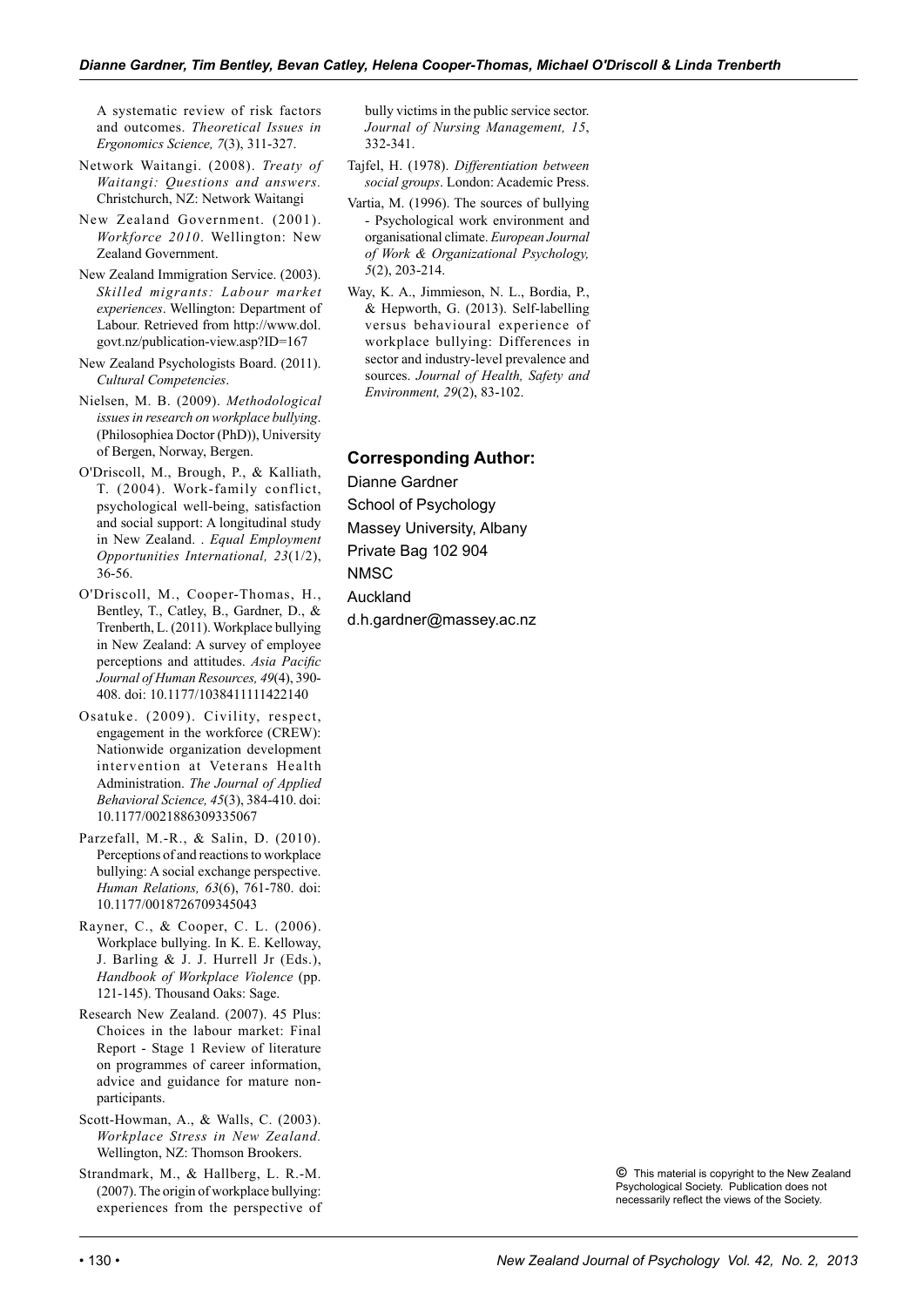A systematic review of risk factors and outcomes. *Theoretical Issues in Ergonomics Science, 7*(3), 311-327.

Network Waitangi. (2008). *Treaty of Waitangi: Questions and answers.* Christchurch, NZ: Network Waitangi

New Zealand Government. (2001). *Workforce 2010*. Wellington: New Zealand Government.

New Zealand Immigration Service. (2003). *Skilled migrants: Labour market experiences*. Wellington: Department of Labour. Retrieved from http://www.dol.govt.nz/publication-view.asp?ID=167

New Zealand Psychologists Board. (2011). *Cultural Competencies*.

Nielsen, M. B. (2009). *Methodological issues in research on workplace bullying*. (Philosophiea Doctor (PhD)), University of Bergen, Norway, Bergen.

O'Driscoll, M., Brough, P., & Kalliath, T. (2004). Work-family conflict, psychological well-being, satisfaction and social support: A longitudinal study in New Zealand. . *Equal Employment Opportunities International, 23*(1/2), 36-56.

O'Driscoll, M., Cooper-Thomas, H., Bentley, T., Catley, B., Gardner, D., & Trenberth, L. (2011). Workplace bullying in New Zealand: A survey of employee perceptions and attitudes. *Asia Pacific Journal of Human Resources, 49*(4), 390-408. doi: 10.1177/1038411111422140

Osatuke. (2009). Civility, respect, engagement in the workforce (CREW): Nationwide organization development intervention at Veterans Health Administration. *The Journal of Applied Behavioral Science, 45*(3), 384-410. doi: 10.1177/0021886309335067

Parzefall, M.-R., & Salin, D. (2010). Perceptions of and reactions to workplace bullying: A social exchange perspective. *Human Relations, 63*(6), 761-780. doi: 10.1177/0018726709345043

Rayner, C., & Cooper, C. L. (2006). Workplace bullying. In K. E. Kelloway, J. Barling & J. J. Hurrell Jr (Eds.), *Handbook of Workplace Violence* (pp. 121-145). Thousand Oaks: Sage.

Research New Zealand. (2007). 45 Plus: Choices in the labour market: Final Report - Stage 1 Review of literature on programmes of career information, advice and guidance for mature non-participants.

Scott-Howman, A., & Walls, C. (2003). *Workplace Stress in New Zealand.* Wellington, NZ: Thomson Brookers.

Strandmark, M., & Hallberg, L. R.-M. (2007). The origin of workplace bullying: experiences from the perspective of bully victims in the public service sector. *Journal of Nursing Management, 15*, 332-341.

Tajfel, H. (1978). *Differentiation between social groups*. London: Academic Press.

Vartia, M. (1996). The sources of bullying - Psychological work environment and organisational climate. *European Journal of Work & Organizational Psychology, 5*(2), 203-214.

Way, K. A., Jimmieson, N. L., Bordia, P., & Hepworth, G. (2013). Self-labelling versus behavioural experience of workplace bullying: Differences in sector and industry-level prevalence and sources. *Journal of Health, Safety and Environment, 29*(2), 83-102.

## Corresponding Author:

Dianne Gardner
School of Psychology
Massey University, Albany
Private Bag 102 904
NMSC
Auckland
d.h.gardner@massey.ac.nz

© This material is copyright to the New Zealand Psychological Society. Publication does not necessarily reflect the views of the Society.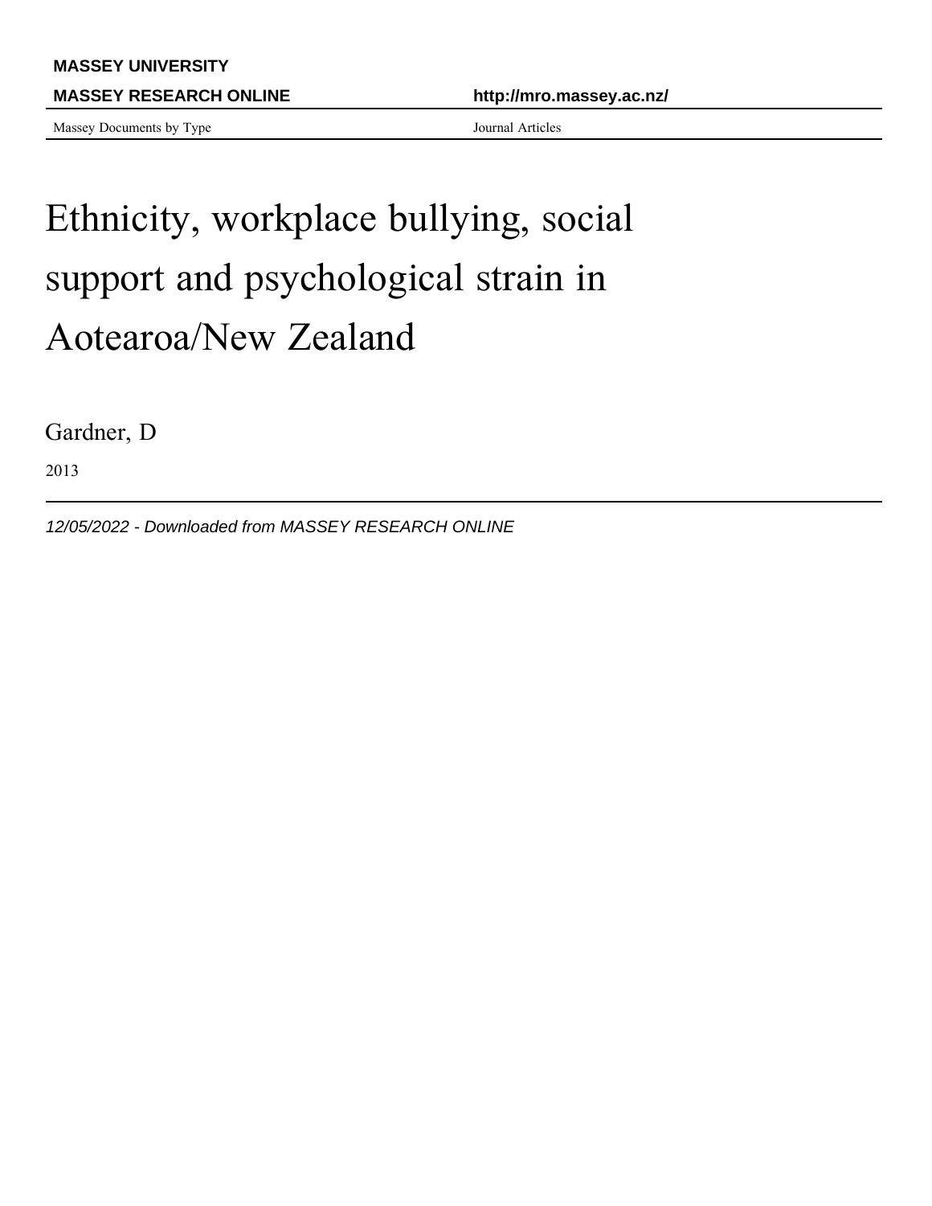MASSEY UNIVERSITY

MASSEY RESEARCH ONLINE http://mro.massey.ac.nz/

Massey Documents by Type Journal Articles

# Ethnicity, workplace bullying, social support and psychological strain in Aotearoa/New Zealand

Gardner, D

2013

*12/05/2022 - Downloaded from MASSEY RESEARCH ONLINE*